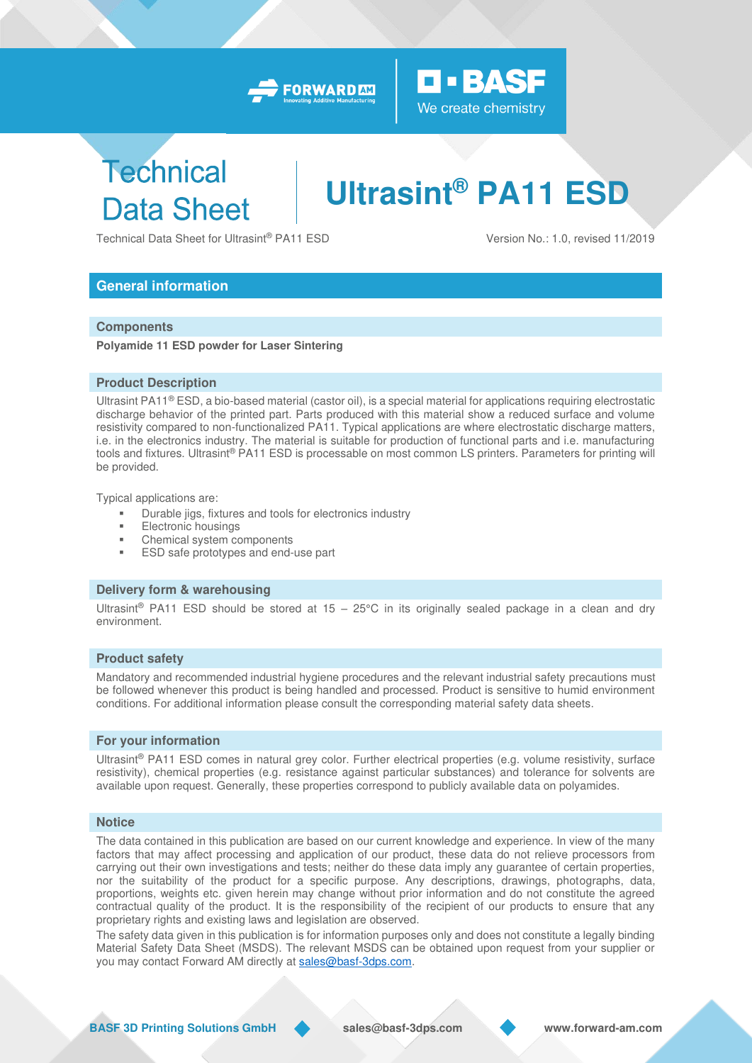# Technical Data Sheet

# Ultrasint® PA11 ESD

Technical Data Sheet for Ultrasint® PA11 ESD

Version No.: 1.0, revised 11/2019

## General information

### Components

**Polyamide 11 ESD powder for Laser Sintering**

### Product Description

Ultrasint PA11® ESD, a bio-based material (castor oil), is a special material for applications requiring electrostatic discharge behavior of the printed part. Parts produced with this material show a reduced surface and volume resistivity compared to non-functionalized PA11. Typical applications are where electrostatic discharge matters, i.e. in the electronics industry. The material is suitable for production of functional parts and i.e. manufacturing tools and fixtures. Ultrasint® PA11 ESD is processable on most common LS printers. Parameters for printing will be provided.

Typical applications are:

- Durable jigs, fixtures and tools for electronics industry
- Electronic housings
- Chemical system components
- ESD safe prototypes and end-use part

### Delivery form & warehousing

Ultrasint® PA11 ESD should be stored at 15 – 25°C in its originally sealed package in a clean and dry environment.

### Product safety

Mandatory and recommended industrial hygiene procedures and the relevant industrial safety precautions must be followed whenever this product is being handled and processed. Product is sensitive to humid environment conditions. For additional information please consult the corresponding material safety data sheets.

### For your information

Ultrasint® PA11 ESD comes in natural grey color. Further electrical properties (e.g. volume resistivity, surface resistivity), chemical properties (e.g. resistance against particular substances) and tolerance for solvents are available upon request. Generally, these properties correspond to publicly available data on polyamides.

### Notice

The data contained in this publication are based on our current knowledge and experience. In view of the many factors that may affect processing and application of our product, these data do not relieve processors from carrying out their own investigations and tests; neither do these data imply any guarantee of certain properties, nor the suitability of the product for a specific purpose. Any descriptions, drawings, photographs, data, proportions, weights etc. given herein may change without prior information and do not constitute the agreed contractual quality of the product. It is the responsibility of the recipient of our products to ensure that any proprietary rights and existing laws and legislation are observed.

The safety data given in this publication is for information purposes only and does not constitute a legally binding Material Safety Data Sheet (MSDS). The relevant MSDS can be obtained upon request from your supplier or you may contact Forward AM directly at sales@basf-3dps.com.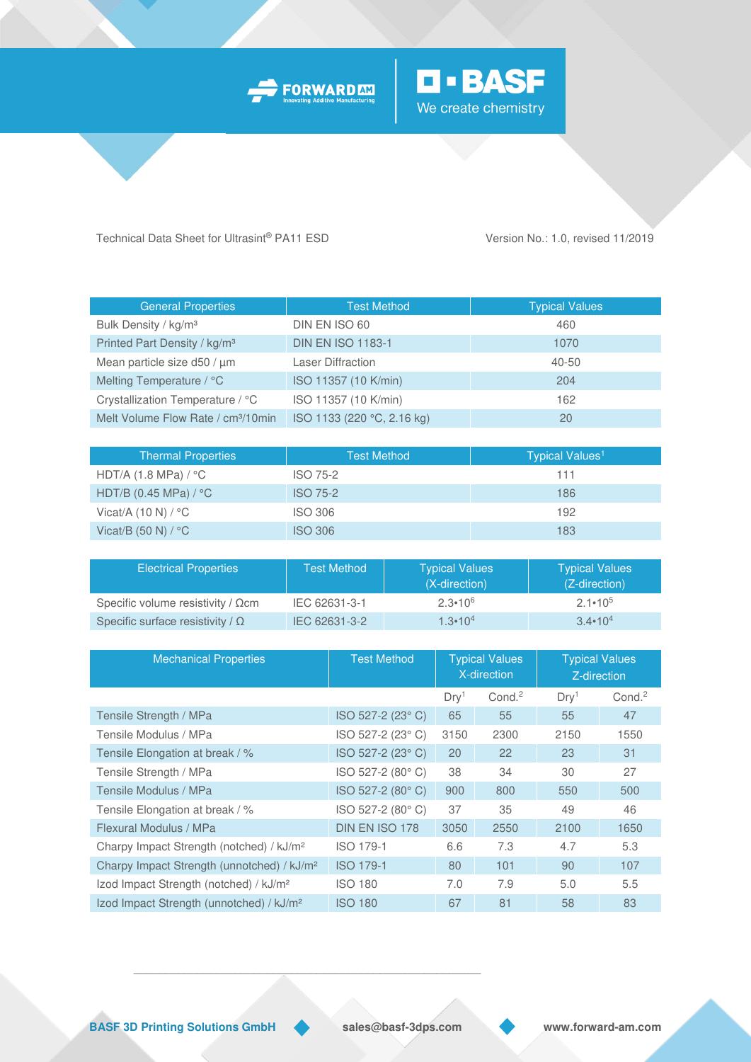Technical Data Sheet for Ultrasint® PA11 ESD

Version No.: 1.0, revised 11/2019

| General Properties | Test Method | Typical Values |
|---|---|---|
| Bulk Density / kg/m³ | DIN EN ISO 60 | 460 |
| Printed Part Density / kg/m³ | DIN EN ISO 1183-1 | 1070 |
| Mean particle size d50 / µm | Laser Diffraction | 40-50 |
| Melting Temperature / °C | ISO 11357 (10 K/min) | 204 |
| Crystallization Temperature / °C | ISO 11357 (10 K/min) | 162 |
| Melt Volume Flow Rate / cm³/10min | ISO 1133 (220 °C, 2.16 kg) | 20 |

| Thermal Properties | Test Method | Typical Values[1] |
|---|---|---|
| HDT/A (1.8 MPa) / °C | ISO 75-2 | 111 |
| HDT/B (0.45 MPa) / °C | ISO 75-2 | 186 |
| Vicat/A (10 N) / °C | ISO 306 | 192 |
| Vicat/B (50 N) / °C | ISO 306 | 183 |

| Electrical Properties | Test Method | Typical Values (X-direction) | Typical Values (Z-direction) |
|---|---|---|---|
| Specific volume resistivity / Ωcm | IEC 62631-3-1 | $2.3 \cdot 10^6$ | $2.1 \cdot 10^5$ |
| Specific surface resistivity / Ω | IEC 62631-3-2 | $1.3 \cdot 10^4$ | $3.4 \cdot 10^4$ |

| Mechanical Properties | Test Method | Typical Values X-direction | | Typical Values Z-direction | |
|---|---|---|---|---|---|
| | | Dry[1] | Cond.[2] | Dry[1] | Cond.[2] |
| Tensile Strength / MPa | ISO 527-2 (23° C) | 65 | 55 | 55 | 47 |
| Tensile Modulus / MPa | ISO 527-2 (23° C) | 3150 | 2300 | 2150 | 1550 |
| Tensile Elongation at break / % | ISO 527-2 (23° C) | 20 | 22 | 23 | 31 |
| Tensile Strength / MPa | ISO 527-2 (80° C) | 38 | 34 | 30 | 27 |
| Tensile Modulus / MPa | ISO 527-2 (80° C) | 900 | 800 | 550 | 500 |
| Tensile Elongation at break / % | ISO 527-2 (80° C) | 37 | 35 | 49 | 46 |
| Flexural Modulus / MPa | DIN EN ISO 178 | 3050 | 2550 | 2100 | 1650 |
| Charpy Impact Strength (notched) / kJ/m² | ISO 179-1 | 6.6 | 7.3 | 4.7 | 5.3 |
| Charpy Impact Strength (unnotched) / kJ/m² | ISO 179-1 | 80 | 101 | 90 | 107 |
| Izod Impact Strength (notched) / kJ/m² | ISO 180 | 7.0 | 7.9 | 5.0 | 5.5 |
| Izod Impact Strength (unnotched) / kJ/m² | ISO 180 | 67 | 81 | 58 | 83 |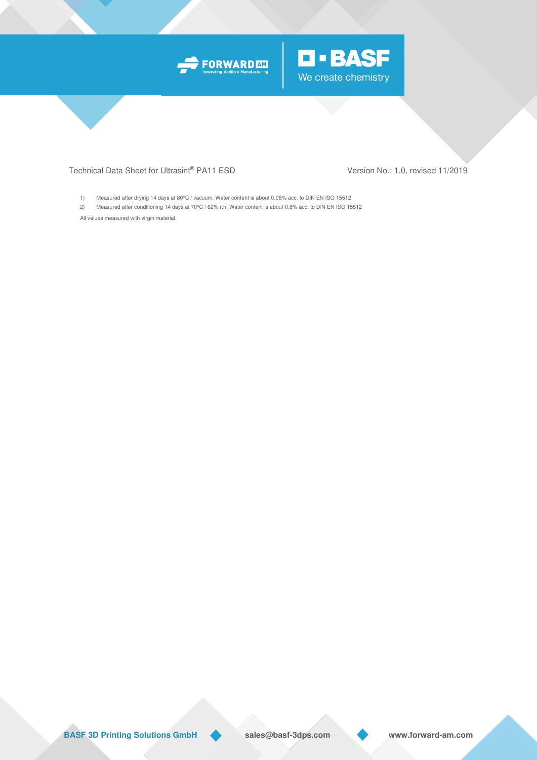1) Measured after drying 14 days at 80°C / vacuum. Water content is about 0.08% acc. to DIN EN ISO 15512

2) Measured after conditioning 14 days at 70°C / 62% r.h. Water content is about 0.8% acc. to DIN EN ISO 15512

All values measured with virgin material.